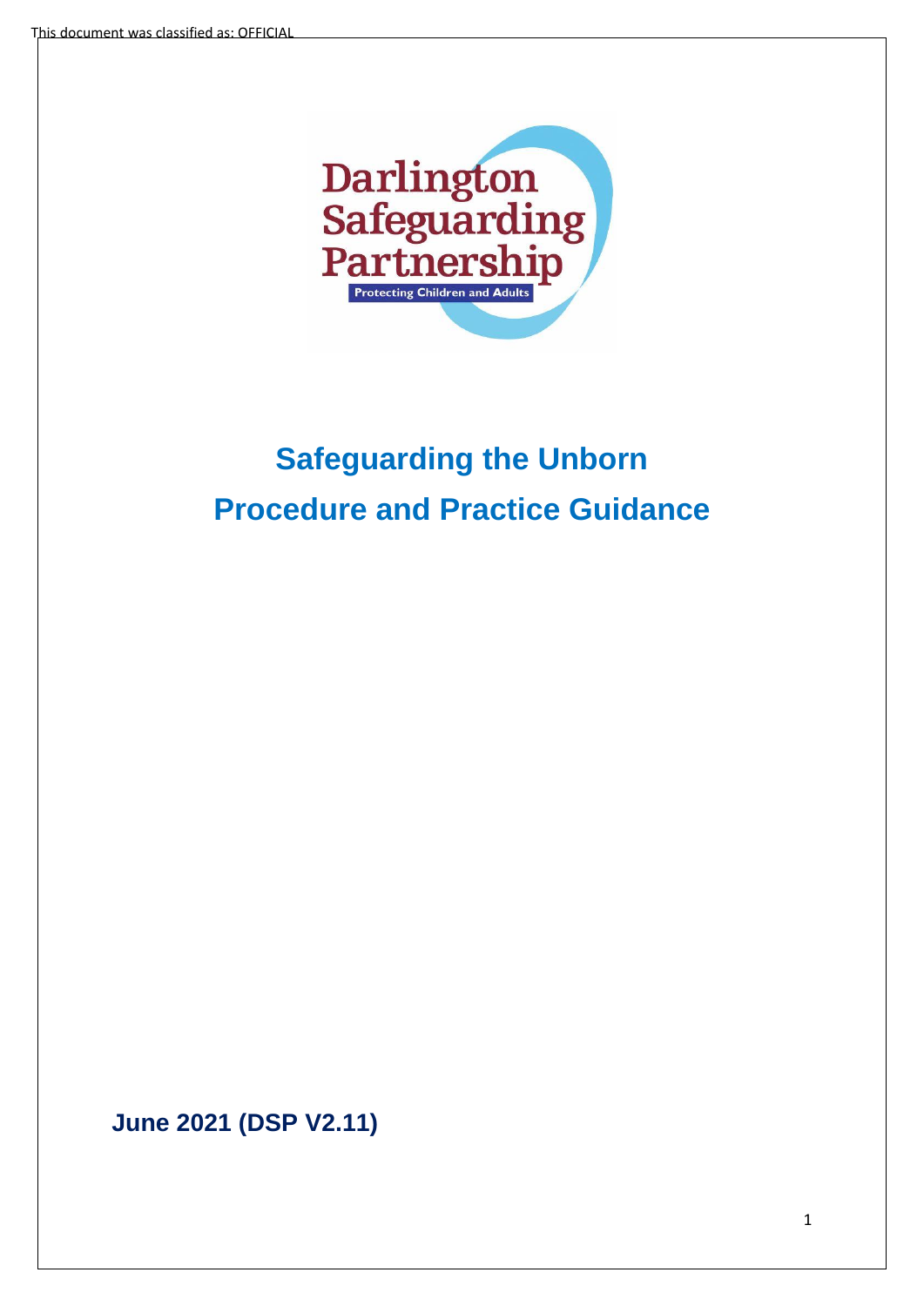This document was classified as: OFFICIAL

Darlington Safeguarding Partnership

Protecting Children and Adults

# Safeguarding the Unborn

# Procedure and Practice Guidance

**June 2021 (DSP V2.11)**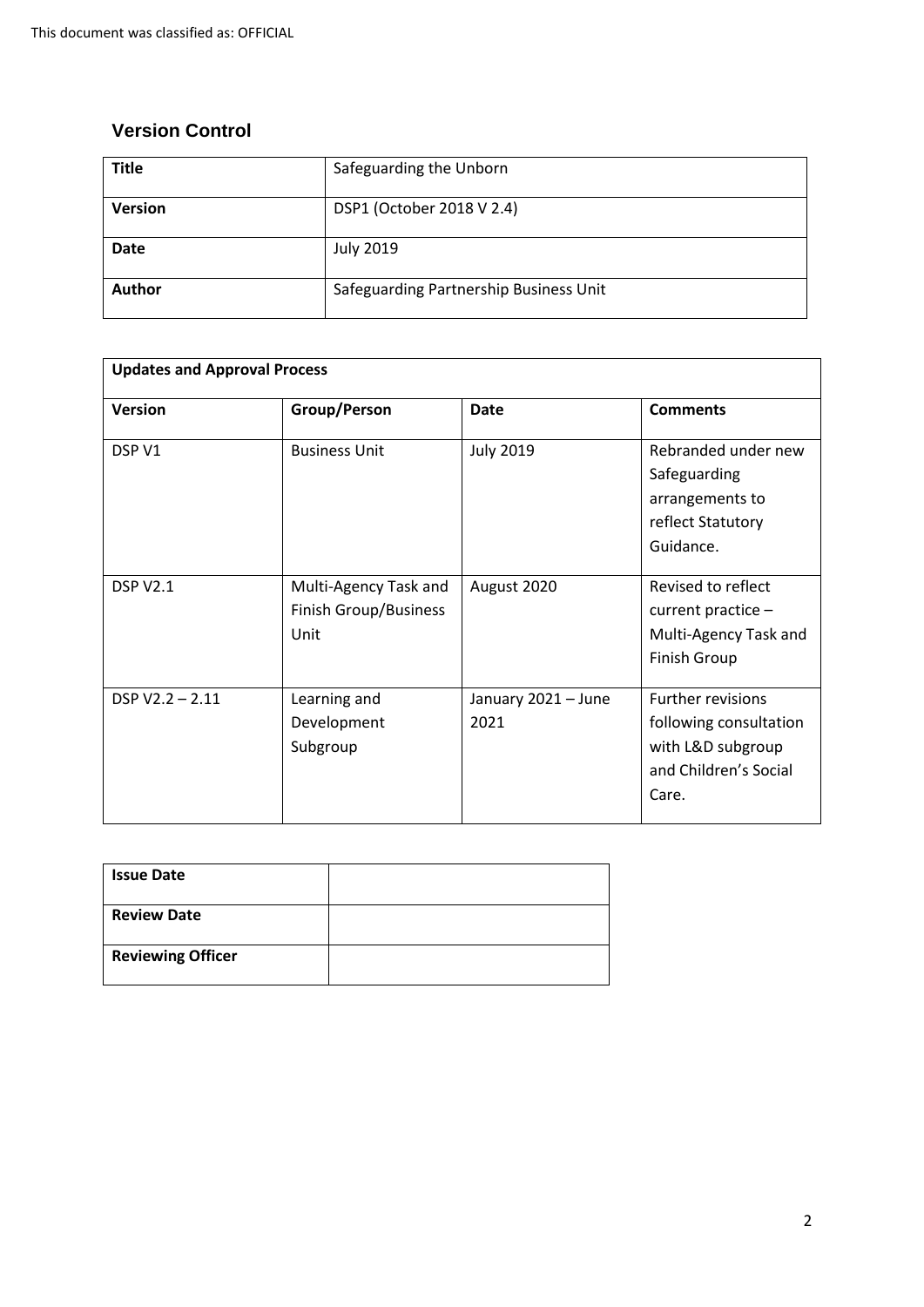## Version Control

| **Title** | Safeguarding the Unborn |
|---|---|
| **Version** | DSP1 (October 2018 V 2.4) |
| **Date** | July 2019 |
| **Author** | Safeguarding Partnership Business Unit |

| **Updates and Approval Process** | | | |
|---|---|---|---|
| **Version** | **Group/Person** | **Date** | **Comments** |
| DSP V1 | Business Unit | July 2019 | Rebranded under new Safeguarding arrangements to reflect Statutory Guidance. |
| DSP V2.1 | Multi-Agency Task and Finish Group/Business Unit | August 2020 | Revised to reflect current practice – Multi-Agency Task and Finish Group |
| DSP V2.2 – 2.11 | Learning and Development Subgroup | January 2021 – June 2021 | Further revisions following consultation with L&D subgroup and Children's Social Care. |

| **Issue Date** | |
|---|---|
| **Review Date** | |
| **Reviewing Officer** | |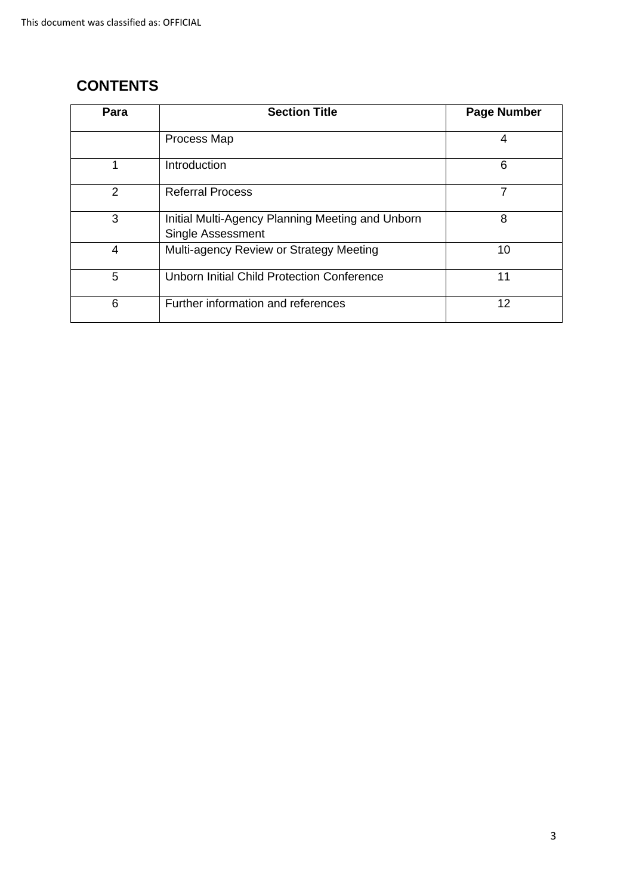## CONTENTS

| Para | Section Title | Page Number |
|---|---|---|
| | Process Map | 4 |
| 1 | Introduction | 6 |
| 2 | Referral Process | 7 |
| 3 | Initial Multi-Agency Planning Meeting and Unborn Single Assessment | 8 |
| 4 | Multi-agency Review or Strategy Meeting | 10 |
| 5 | Unborn Initial Child Protection Conference | 11 |
| 6 | Further information and references | 12 |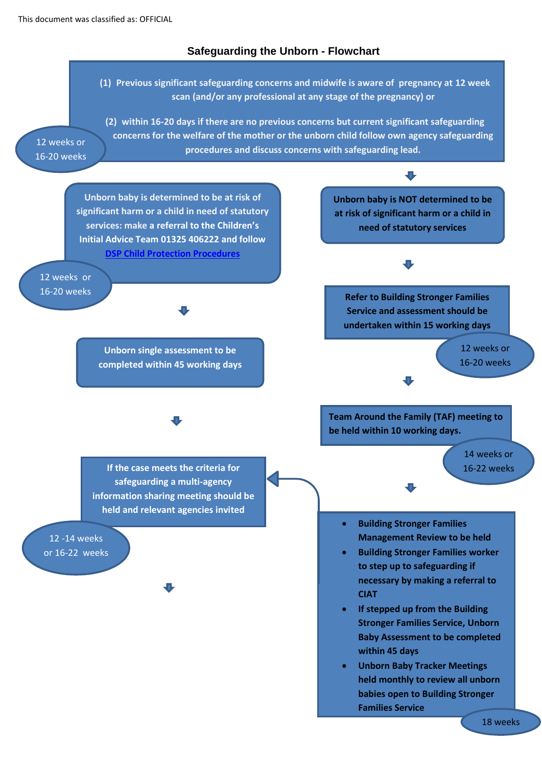This document was classified as: OFFICIAL

## Safeguarding the Unborn - Flowchart

(1) Previous significant safeguarding concerns and midwife is aware of pregnancy at 12 week scan (and/or any professional at any stage of the pregnancy) or

(2) within 16-20 days if there are no previous concerns but current significant safeguarding concerns for the welfare of the mother or the unborn child follow own agency safeguarding procedures and discuss concerns with safeguarding lead.

12 weeks or 16-20 weeks

---

Unborn baby is determined to be at risk of significant harm or a child in need of statutory services: make a referral to the Children's Initial Advice Team 01325 406222 and follow DSP Child Protection Procedures

12 weeks or 16-20 weeks

Unborn single assessment to be completed within 45 working days

If the case meets the criteria for safeguarding a multi-agency information sharing meeting should be held and relevant agencies invited

12 -14 weeks or 16-22 weeks

---

Unborn baby is NOT determined to be at risk of significant harm or a child in need of statutory services

Refer to Building Stronger Families Service and assessment should be undertaken within 15 working days

12 weeks or 16-20 weeks

Team Around the Family (TAF) meeting to be held within 10 working days.

14 weeks or 16-22 weeks

- Building Stronger Families Management Review to be held
- Building Stronger Families worker to step up to safeguarding if necessary by making a referral to CIAT
- If stepped up from the Building Stronger Families Service, Unborn Baby Assessment to be completed within 45 days
- Unborn Baby Tracker Meetings held monthly to review all unborn babies open to Building Stronger Families Service

18 weeks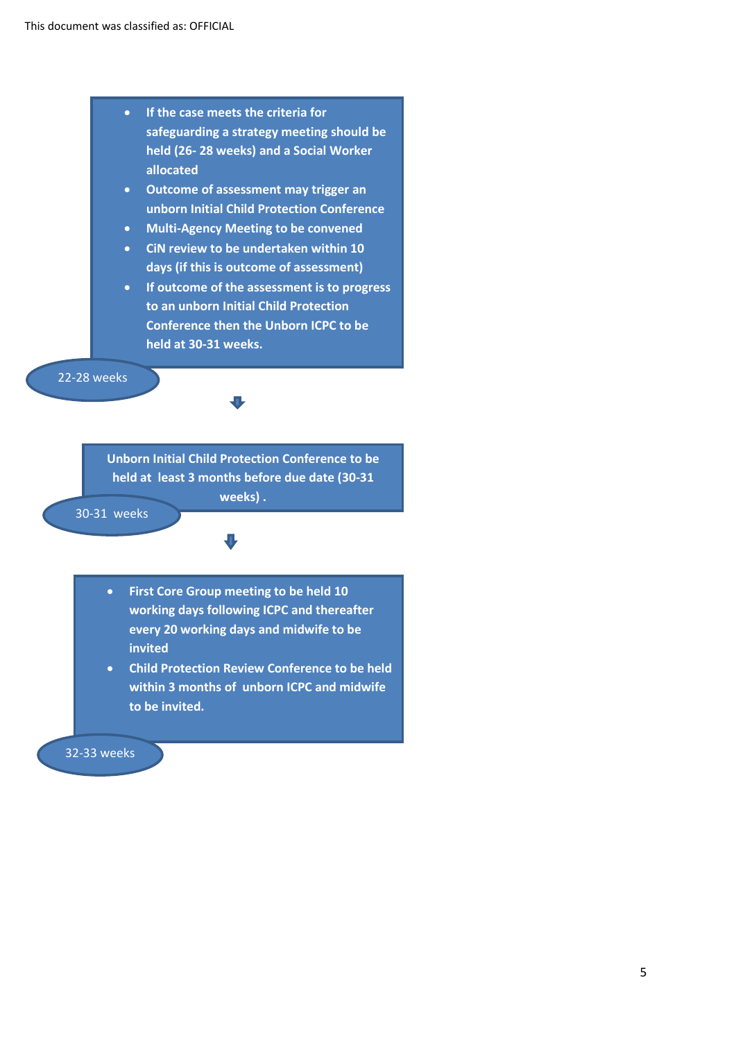- If the case meets the criteria for safeguarding a strategy meeting should be held (26- 28 weeks) and a Social Worker allocated
- Outcome of assessment may trigger an unborn Initial Child Protection Conference
- Multi-Agency Meeting to be convened
- CiN review to be undertaken within 10 days (if this is outcome of assessment)
- If outcome of the assessment is to progress to an unborn Initial Child Protection Conference then the Unborn ICPC to be held at 30-31 weeks.

22-28 weeks

↓

Unborn Initial Child Protection Conference to be held at least 3 months before due date (30-31 weeks) .

30-31 weeks

↓

- First Core Group meeting to be held 10 working days following ICPC and thereafter every 20 working days and midwife to be invited
- Child Protection Review Conference to be held within 3 months of unborn ICPC and midwife to be invited.

32-33 weeks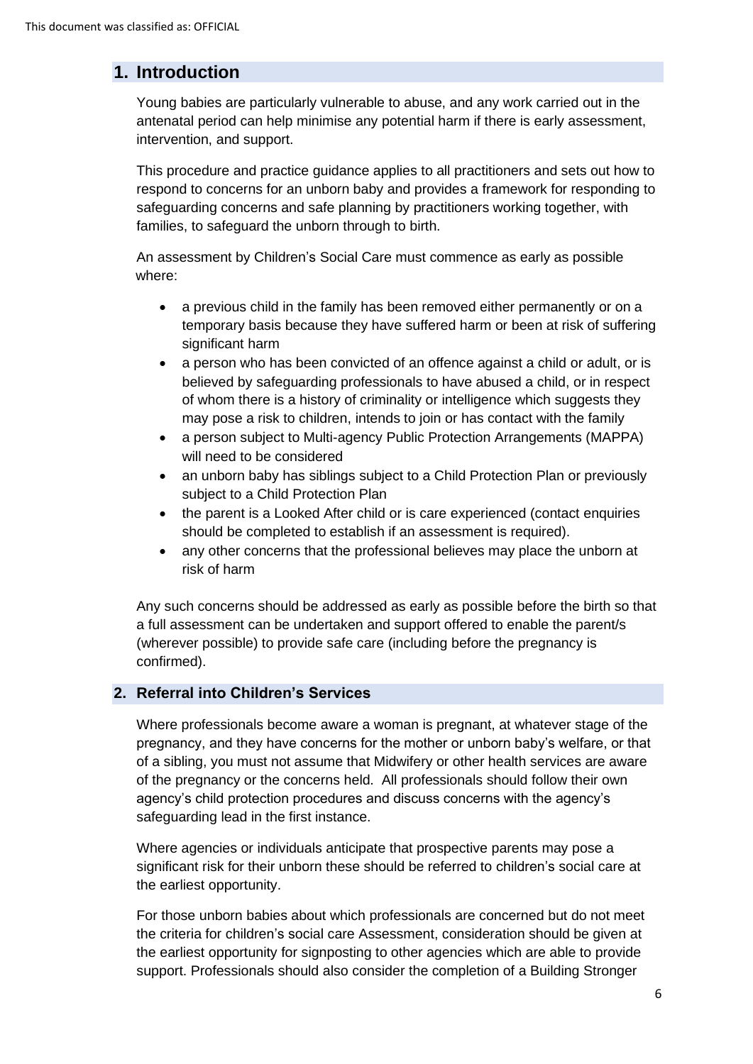## 1. Introduction

Young babies are particularly vulnerable to abuse, and any work carried out in the antenatal period can help minimise any potential harm if there is early assessment, intervention, and support.

This procedure and practice guidance applies to all practitioners and sets out how to respond to concerns for an unborn baby and provides a framework for responding to safeguarding concerns and safe planning by practitioners working together, with families, to safeguard the unborn through to birth.

An assessment by Children's Social Care must commence as early as possible where:

- a previous child in the family has been removed either permanently or on a temporary basis because they have suffered harm or been at risk of suffering significant harm
- a person who has been convicted of an offence against a child or adult, or is believed by safeguarding professionals to have abused a child, or in respect of whom there is a history of criminality or intelligence which suggests they may pose a risk to children, intends to join or has contact with the family
- a person subject to Multi-agency Public Protection Arrangements (MAPPA) will need to be considered
- an unborn baby has siblings subject to a Child Protection Plan or previously subject to a Child Protection Plan
- the parent is a Looked After child or is care experienced (contact enquiries should be completed to establish if an assessment is required).
- any other concerns that the professional believes may place the unborn at risk of harm

Any such concerns should be addressed as early as possible before the birth so that a full assessment can be undertaken and support offered to enable the parent/s (wherever possible) to provide safe care (including before the pregnancy is confirmed).

## 2. Referral into Children's Services

Where professionals become aware a woman is pregnant, at whatever stage of the pregnancy, and they have concerns for the mother or unborn baby's welfare, or that of a sibling, you must not assume that Midwifery or other health services are aware of the pregnancy or the concerns held. All professionals should follow their own agency's child protection procedures and discuss concerns with the agency's safeguarding lead in the first instance.

Where agencies or individuals anticipate that prospective parents may pose a significant risk for their unborn these should be referred to children's social care at the earliest opportunity.

For those unborn babies about which professionals are concerned but do not meet the criteria for children's social care Assessment, consideration should be given at the earliest opportunity for signposting to other agencies which are able to provide support. Professionals should also consider the completion of a Building Stronger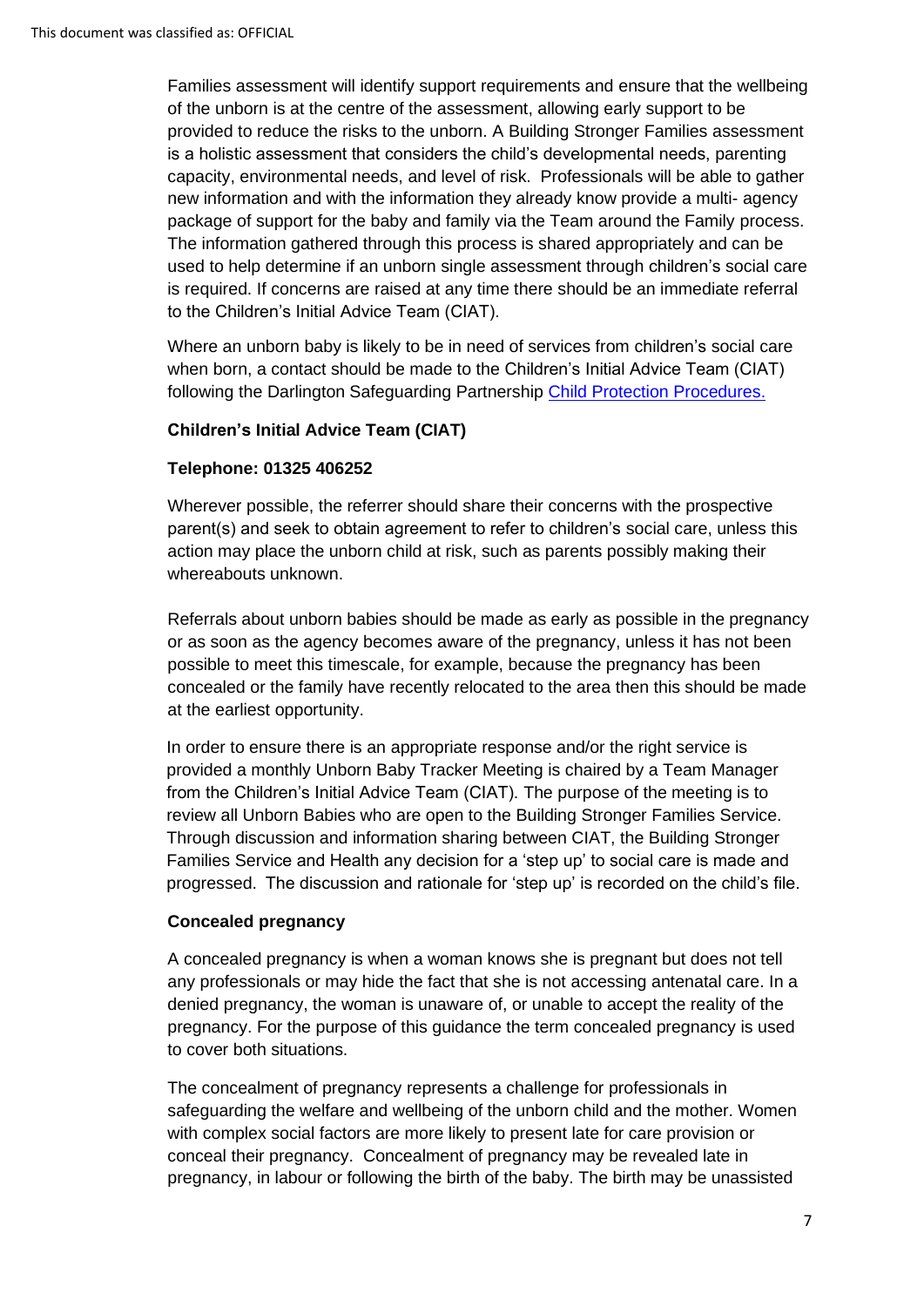Families assessment will identify support requirements and ensure that the wellbeing of the unborn is at the centre of the assessment, allowing early support to be provided to reduce the risks to the unborn. A Building Stronger Families assessment is a holistic assessment that considers the child's developmental needs, parenting capacity, environmental needs, and level of risk. Professionals will be able to gather new information and with the information they already know provide a multi- agency package of support for the baby and family via the Team around the Family process. The information gathered through this process is shared appropriately and can be used to help determine if an unborn single assessment through children's social care is required. If concerns are raised at any time there should be an immediate referral to the Children's Initial Advice Team (CIAT).

Where an unborn baby is likely to be in need of services from children's social care when born, a contact should be made to the Children's Initial Advice Team (CIAT) following the Darlington Safeguarding Partnership Child Protection Procedures.

**Children's Initial Advice Team (CIAT)**

**Telephone: 01325 406252**

Wherever possible, the referrer should share their concerns with the prospective parent(s) and seek to obtain agreement to refer to children's social care, unless this action may place the unborn child at risk, such as parents possibly making their whereabouts unknown.

Referrals about unborn babies should be made as early as possible in the pregnancy or as soon as the agency becomes aware of the pregnancy, unless it has not been possible to meet this timescale, for example, because the pregnancy has been concealed or the family have recently relocated to the area then this should be made at the earliest opportunity.

In order to ensure there is an appropriate response and/or the right service is provided a monthly Unborn Baby Tracker Meeting is chaired by a Team Manager from the Children's Initial Advice Team (CIAT). The purpose of the meeting is to review all Unborn Babies who are open to the Building Stronger Families Service. Through discussion and information sharing between CIAT, the Building Stronger Families Service and Health any decision for a 'step up' to social care is made and progressed. The discussion and rationale for 'step up' is recorded on the child's file.

**Concealed pregnancy**

A concealed pregnancy is when a woman knows she is pregnant but does not tell any professionals or may hide the fact that she is not accessing antenatal care. In a denied pregnancy, the woman is unaware of, or unable to accept the reality of the pregnancy. For the purpose of this guidance the term concealed pregnancy is used to cover both situations.

The concealment of pregnancy represents a challenge for professionals in safeguarding the welfare and wellbeing of the unborn child and the mother. Women with complex social factors are more likely to present late for care provision or conceal their pregnancy. Concealment of pregnancy may be revealed late in pregnancy, in labour or following the birth of the baby. The birth may be unassisted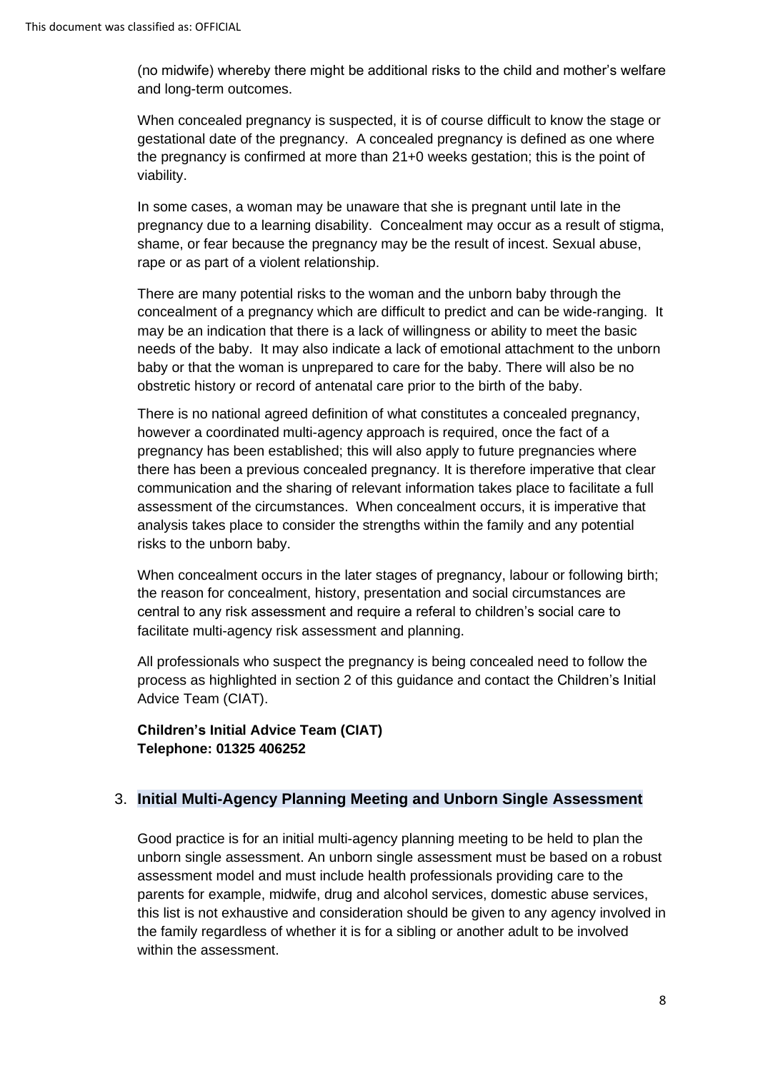(no midwife) whereby there might be additional risks to the child and mother's welfare and long-term outcomes.

When concealed pregnancy is suspected, it is of course difficult to know the stage or gestational date of the pregnancy. A concealed pregnancy is defined as one where the pregnancy is confirmed at more than 21+0 weeks gestation; this is the point of viability.

In some cases, a woman may be unaware that she is pregnant until late in the pregnancy due to a learning disability. Concealment may occur as a result of stigma, shame, or fear because the pregnancy may be the result of incest. Sexual abuse, rape or as part of a violent relationship.

There are many potential risks to the woman and the unborn baby through the concealment of a pregnancy which are difficult to predict and can be wide-ranging. It may be an indication that there is a lack of willingness or ability to meet the basic needs of the baby. It may also indicate a lack of emotional attachment to the unborn baby or that the woman is unprepared to care for the baby. There will also be no obstretic history or record of antenatal care prior to the birth of the baby.

There is no national agreed definition of what constitutes a concealed pregnancy, however a coordinated multi-agency approach is required, once the fact of a pregnancy has been established; this will also apply to future pregnancies where there has been a previous concealed pregnancy. It is therefore imperative that clear communication and the sharing of relevant information takes place to facilitate a full assessment of the circumstances. When concealment occurs, it is imperative that analysis takes place to consider the strengths within the family and any potential risks to the unborn baby.

When concealment occurs in the later stages of pregnancy, labour or following birth; the reason for concealment, history, presentation and social circumstances are central to any risk assessment and require a referal to children's social care to facilitate multi-agency risk assessment and planning.

All professionals who suspect the pregnancy is being concealed need to follow the process as highlighted in section 2 of this guidance and contact the Children's Initial Advice Team (CIAT).

**Children's Initial Advice Team (CIAT)**
**Telephone: 01325 406252**

## 3. Initial Multi-Agency Planning Meeting and Unborn Single Assessment

Good practice is for an initial multi-agency planning meeting to be held to plan the unborn single assessment. An unborn single assessment must be based on a robust assessment model and must include health professionals providing care to the parents for example, midwife, drug and alcohol services, domestic abuse services, this list is not exhaustive and consideration should be given to any agency involved in the family regardless of whether it is for a sibling or another adult to be involved within the assessment.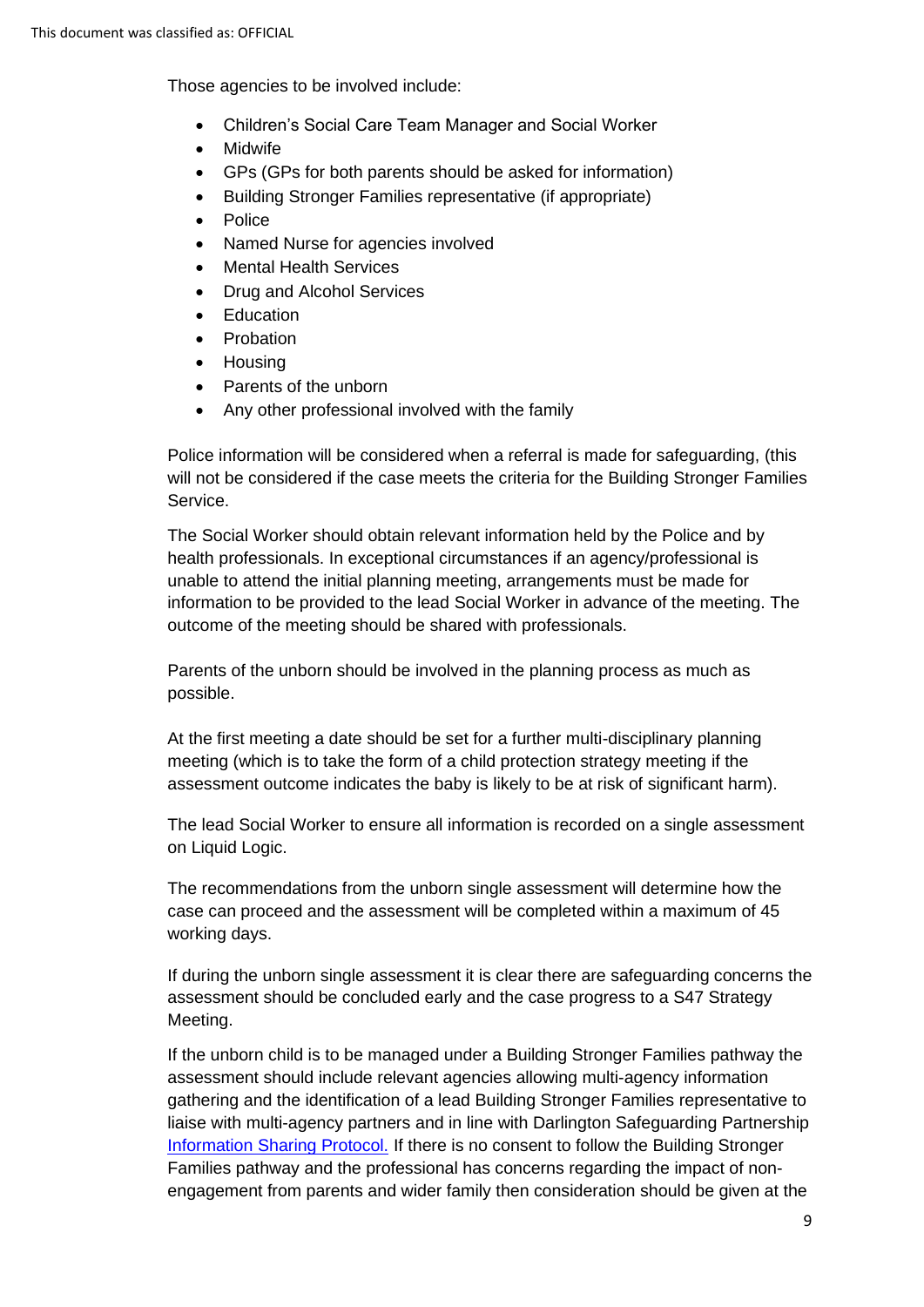Those agencies to be involved include:

- Children's Social Care Team Manager and Social Worker
- Midwife
- GPs (GPs for both parents should be asked for information)
- Building Stronger Families representative (if appropriate)
- Police
- Named Nurse for agencies involved
- Mental Health Services
- Drug and Alcohol Services
- Education
- Probation
- Housing
- Parents of the unborn
- Any other professional involved with the family

Police information will be considered when a referral is made for safeguarding, (this will not be considered if the case meets the criteria for the Building Stronger Families Service.

The Social Worker should obtain relevant information held by the Police and by health professionals. In exceptional circumstances if an agency/professional is unable to attend the initial planning meeting, arrangements must be made for information to be provided to the lead Social Worker in advance of the meeting. The outcome of the meeting should be shared with professionals.

Parents of the unborn should be involved in the planning process as much as possible.

At the first meeting a date should be set for a further multi-disciplinary planning meeting (which is to take the form of a child protection strategy meeting if the assessment outcome indicates the baby is likely to be at risk of significant harm).

The lead Social Worker to ensure all information is recorded on a single assessment on Liquid Logic.

The recommendations from the unborn single assessment will determine how the case can proceed and the assessment will be completed within a maximum of 45 working days.

If during the unborn single assessment it is clear there are safeguarding concerns the assessment should be concluded early and the case progress to a S47 Strategy Meeting.

If the unborn child is to be managed under a Building Stronger Families pathway the assessment should include relevant agencies allowing multi-agency information gathering and the identification of a lead Building Stronger Families representative to liaise with multi-agency partners and in line with Darlington Safeguarding Partnership [Information Sharing Protocol.](#) If there is no consent to follow the Building Stronger Families pathway and the professional has concerns regarding the impact of non-engagement from parents and wider family then consideration should be given at the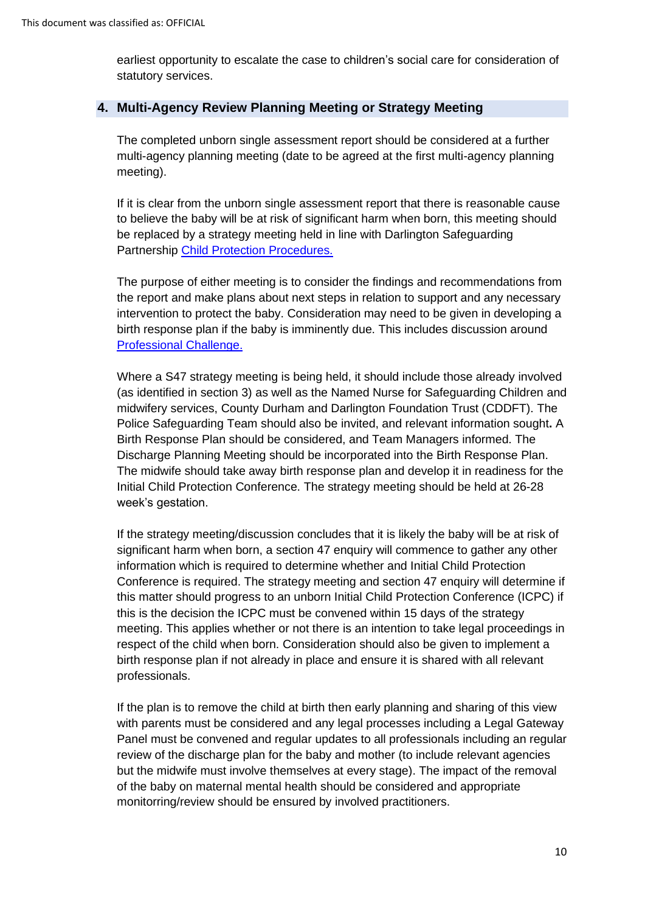earliest opportunity to escalate the case to children's social care for consideration of statutory services.

## 4. Multi-Agency Review Planning Meeting or Strategy Meeting

The completed unborn single assessment report should be considered at a further multi-agency planning meeting (date to be agreed at the first multi-agency planning meeting).

If it is clear from the unborn single assessment report that there is reasonable cause to believe the baby will be at risk of significant harm when born, this meeting should be replaced by a strategy meeting held in line with Darlington Safeguarding Partnership Child Protection Procedures.

The purpose of either meeting is to consider the findings and recommendations from the report and make plans about next steps in relation to support and any necessary intervention to protect the baby. Consideration may need to be given in developing a birth response plan if the baby is imminently due. This includes discussion around Professional Challenge.

Where a S47 strategy meeting is being held, it should include those already involved (as identified in section 3) as well as the Named Nurse for Safeguarding Children and midwifery services, County Durham and Darlington Foundation Trust (CDDFT). The Police Safeguarding Team should also be invited, and relevant information sought**.** A Birth Response Plan should be considered, and Team Managers informed. The Discharge Planning Meeting should be incorporated into the Birth Response Plan. The midwife should take away birth response plan and develop it in readiness for the Initial Child Protection Conference. The strategy meeting should be held at 26-28 week's gestation.

If the strategy meeting/discussion concludes that it is likely the baby will be at risk of significant harm when born, a section 47 enquiry will commence to gather any other information which is required to determine whether and Initial Child Protection Conference is required. The strategy meeting and section 47 enquiry will determine if this matter should progress to an unborn Initial Child Protection Conference (ICPC) if this is the decision the ICPC must be convened within 15 days of the strategy meeting. This applies whether or not there is an intention to take legal proceedings in respect of the child when born. Consideration should also be given to implement a birth response plan if not already in place and ensure it is shared with all relevant professionals.

If the plan is to remove the child at birth then early planning and sharing of this view with parents must be considered and any legal processes including a Legal Gateway Panel must be convened and regular updates to all professionals including an regular review of the discharge plan for the baby and mother (to include relevant agencies but the midwife must involve themselves at every stage). The impact of the removal of the baby on maternal mental health should be considered and appropriate monitorring/review should be ensured by involved practitioners.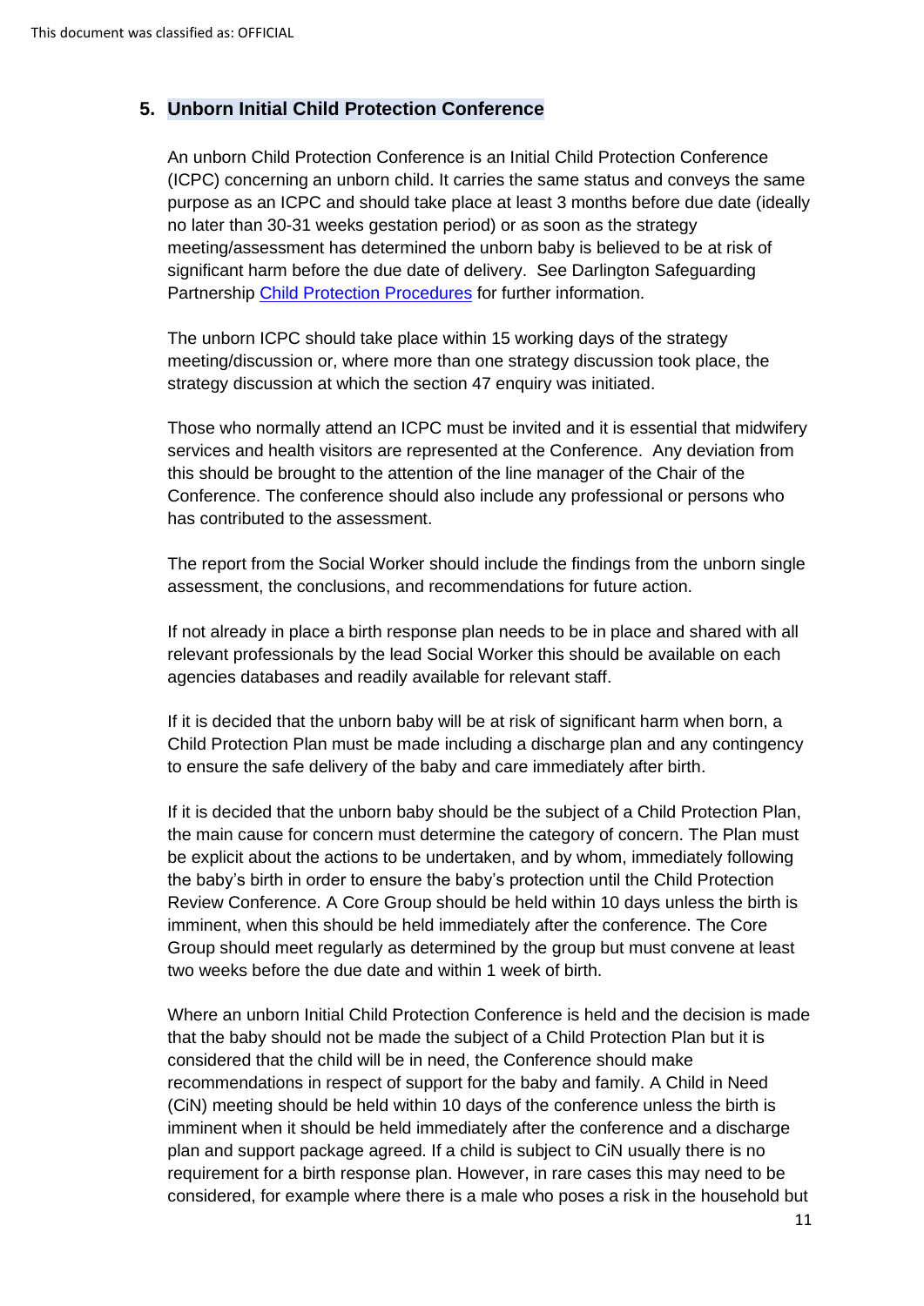## 5. Unborn Initial Child Protection Conference

An unborn Child Protection Conference is an Initial Child Protection Conference (ICPC) concerning an unborn child. It carries the same status and conveys the same purpose as an ICPC and should take place at least 3 months before due date (ideally no later than 30-31 weeks gestation period) or as soon as the strategy meeting/assessment has determined the unborn baby is believed to be at risk of significant harm before the due date of delivery. See Darlington Safeguarding Partnership [Child Protection Procedures](Child Protection Procedures) for further information.

The unborn ICPC should take place within 15 working days of the strategy meeting/discussion or, where more than one strategy discussion took place, the strategy discussion at which the section 47 enquiry was initiated.

Those who normally attend an ICPC must be invited and it is essential that midwifery services and health visitors are represented at the Conference. Any deviation from this should be brought to the attention of the line manager of the Chair of the Conference. The conference should also include any professional or persons who has contributed to the assessment.

The report from the Social Worker should include the findings from the unborn single assessment, the conclusions, and recommendations for future action.

If not already in place a birth response plan needs to be in place and shared with all relevant professionals by the lead Social Worker this should be available on each agencies databases and readily available for relevant staff.

If it is decided that the unborn baby will be at risk of significant harm when born, a Child Protection Plan must be made including a discharge plan and any contingency to ensure the safe delivery of the baby and care immediately after birth.

If it is decided that the unborn baby should be the subject of a Child Protection Plan, the main cause for concern must determine the category of concern. The Plan must be explicit about the actions to be undertaken, and by whom, immediately following the baby's birth in order to ensure the baby's protection until the Child Protection Review Conference. A Core Group should be held within 10 days unless the birth is imminent, when this should be held immediately after the conference. The Core Group should meet regularly as determined by the group but must convene at least two weeks before the due date and within 1 week of birth.

Where an unborn Initial Child Protection Conference is held and the decision is made that the baby should not be made the subject of a Child Protection Plan but it is considered that the child will be in need, the Conference should make recommendations in respect of support for the baby and family. A Child in Need (CiN) meeting should be held within 10 days of the conference unless the birth is imminent when it should be held immediately after the conference and a discharge plan and support package agreed. If a child is subject to CiN usually there is no requirement for a birth response plan. However, in rare cases this may need to be considered, for example where there is a male who poses a risk in the household but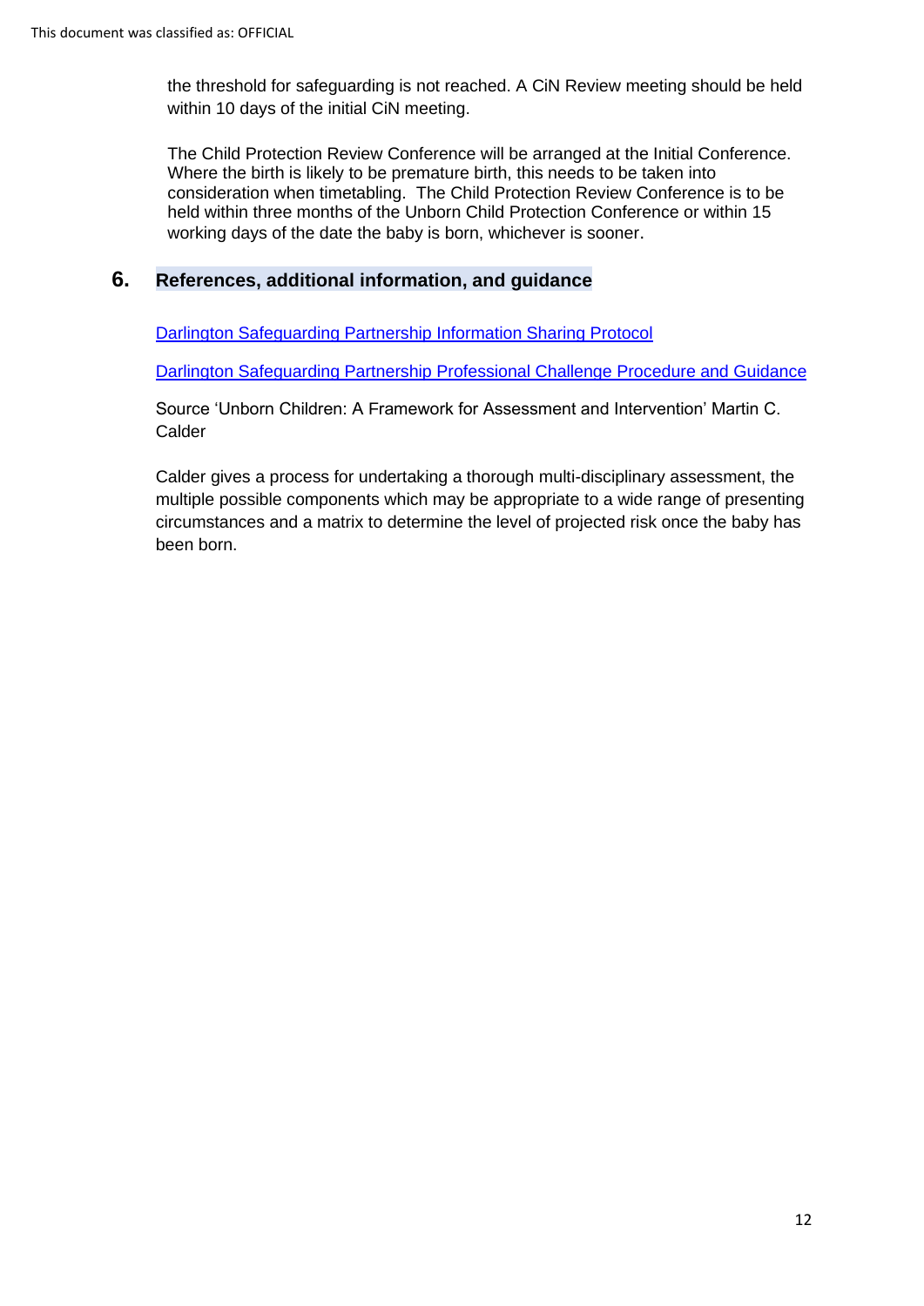the threshold for safeguarding is not reached. A CiN Review meeting should be held within 10 days of the initial CiN meeting.

The Child Protection Review Conference will be arranged at the Initial Conference. Where the birth is likely to be premature birth, this needs to be taken into consideration when timetabling. The Child Protection Review Conference is to be held within three months of the Unborn Child Protection Conference or within 15 working days of the date the baby is born, whichever is sooner.

## 6. References, additional information, and guidance

Darlington Safeguarding Partnership Information Sharing Protocol

Darlington Safeguarding Partnership Professional Challenge Procedure and Guidance

Source 'Unborn Children: A Framework for Assessment and Intervention' Martin C. Calder

Calder gives a process for undertaking a thorough multi-disciplinary assessment, the multiple possible components which may be appropriate to a wide range of presenting circumstances and a matrix to determine the level of projected risk once the baby has been born.